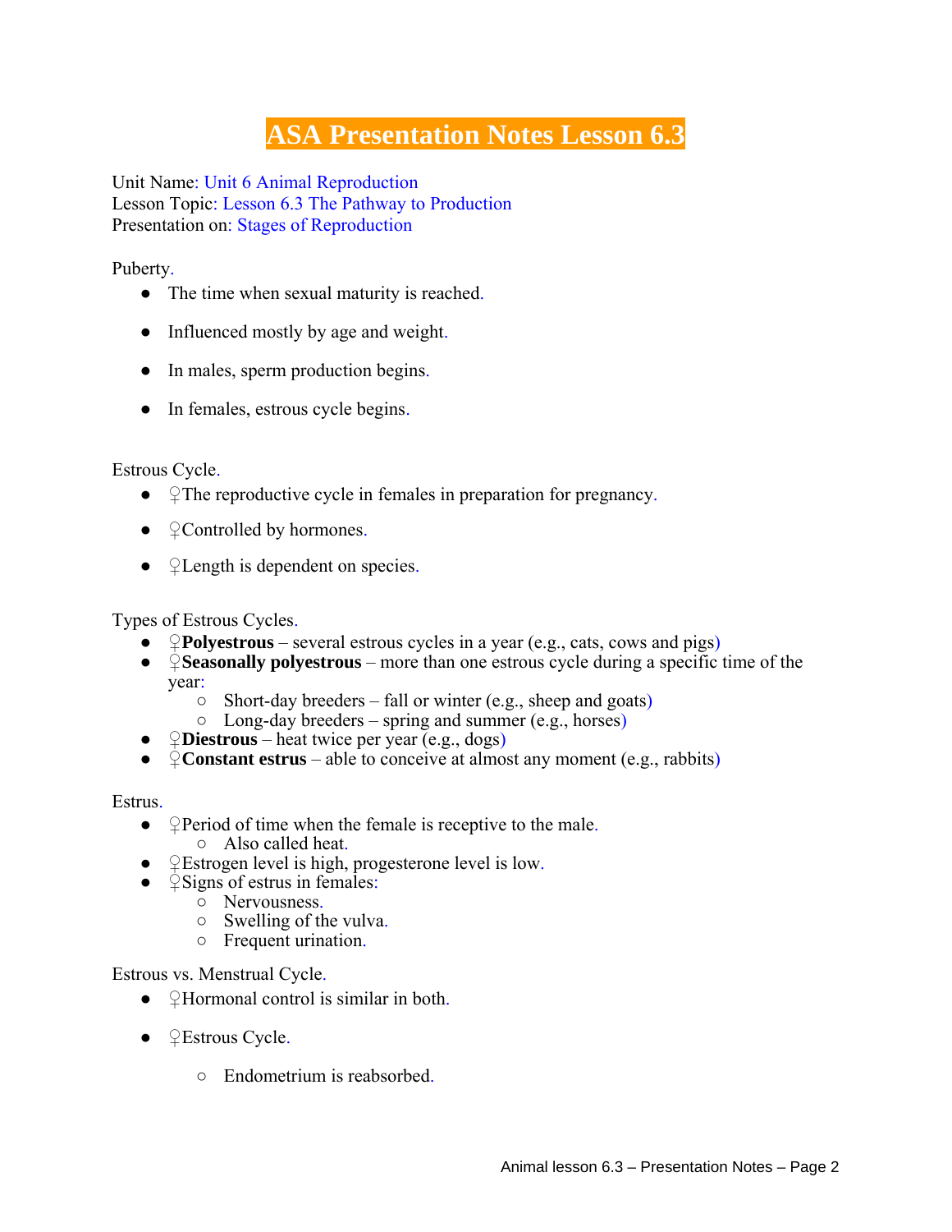# ASA Presentation Notes Lesson 6.3

Unit Name: Unit 6 Animal Reproduction
Lesson Topic: Lesson 6.3 The Pathway to Production
Presentation on: Stages of Reproduction

Puberty.

- The time when sexual maturity is reached.
- Influenced mostly by age and weight.
- In males, sperm production begins.
- In females, estrous cycle begins.

Estrous Cycle.

- ♀The reproductive cycle in females in preparation for pregnancy.
- ♀Controlled by hormones.
- ♀Length is dependent on species.

Types of Estrous Cycles.

- ♀**Polyestrous** – several estrous cycles in a year (e.g., cats, cows and pigs)
- ♀**Seasonally polyestrous** – more than one estrous cycle during a specific time of the year:
  - Short-day breeders – fall or winter (e.g., sheep and goats)
  - Long-day breeders – spring and summer (e.g., horses)
- ♀**Diestrous** – heat twice per year (e.g., dogs)
- ♀**Constant estrus** – able to conceive at almost any moment (e.g., rabbits)

Estrus.

- ♀Period of time when the female is receptive to the male.
  - Also called heat.
- ♀Estrogen level is high, progesterone level is low.
- ♀Signs of estrus in females:
  - Nervousness.
  - Swelling of the vulva.
  - Frequent urination.

Estrous vs. Menstrual Cycle.

- ♀Hormonal control is similar in both.
- ♀Estrous Cycle.
  - Endometrium is reabsorbed.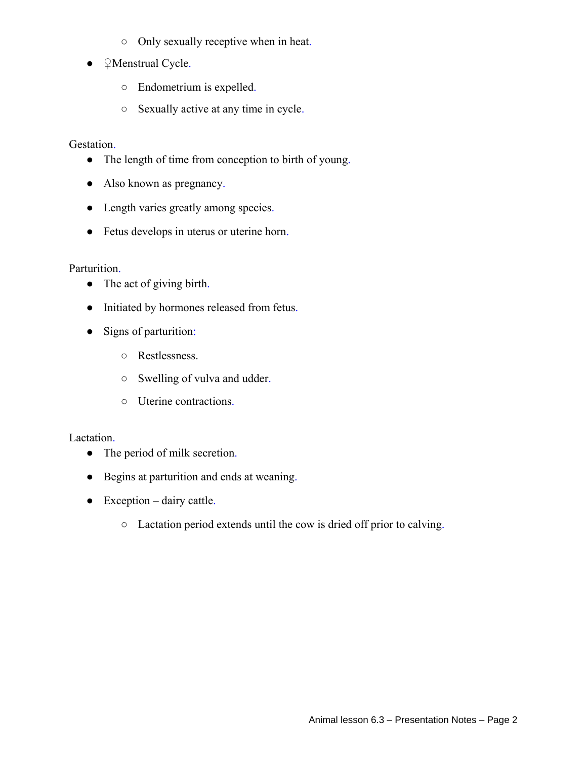- Only sexually receptive when in heat.
- ♀Menstrual Cycle.
  - Endometrium is expelled.
  - Sexually active at any time in cycle.

Gestation.

- The length of time from conception to birth of young.
- Also known as pregnancy.
- Length varies greatly among species.
- Fetus develops in uterus or uterine horn.

Parturition.

- The act of giving birth.
- Initiated by hormones released from fetus.
- Signs of parturition:
  - Restlessness.
  - Swelling of vulva and udder.
  - Uterine contractions.

Lactation.

- The period of milk secretion.
- Begins at parturition and ends at weaning.
- Exception – dairy cattle.
  - Lactation period extends until the cow is dried off prior to calving.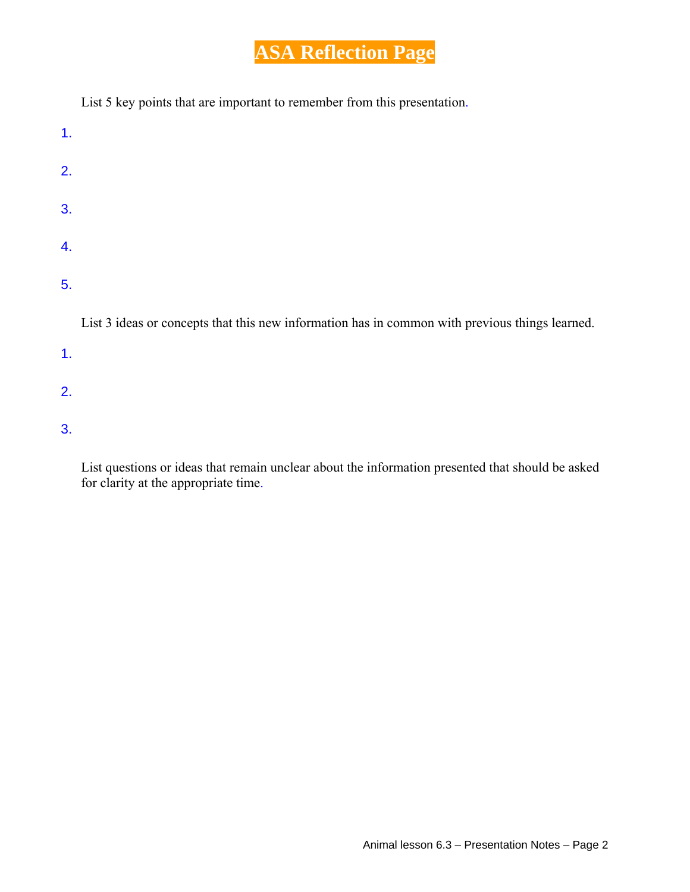# ASA Reflection Page

List 5 key points that are important to remember from this presentation.

1.

2.

3.

4.

5.

List 3 ideas or concepts that this new information has in common with previous things learned.

1.

2.

3.

List questions or ideas that remain unclear about the information presented that should be asked for clarity at the appropriate time.